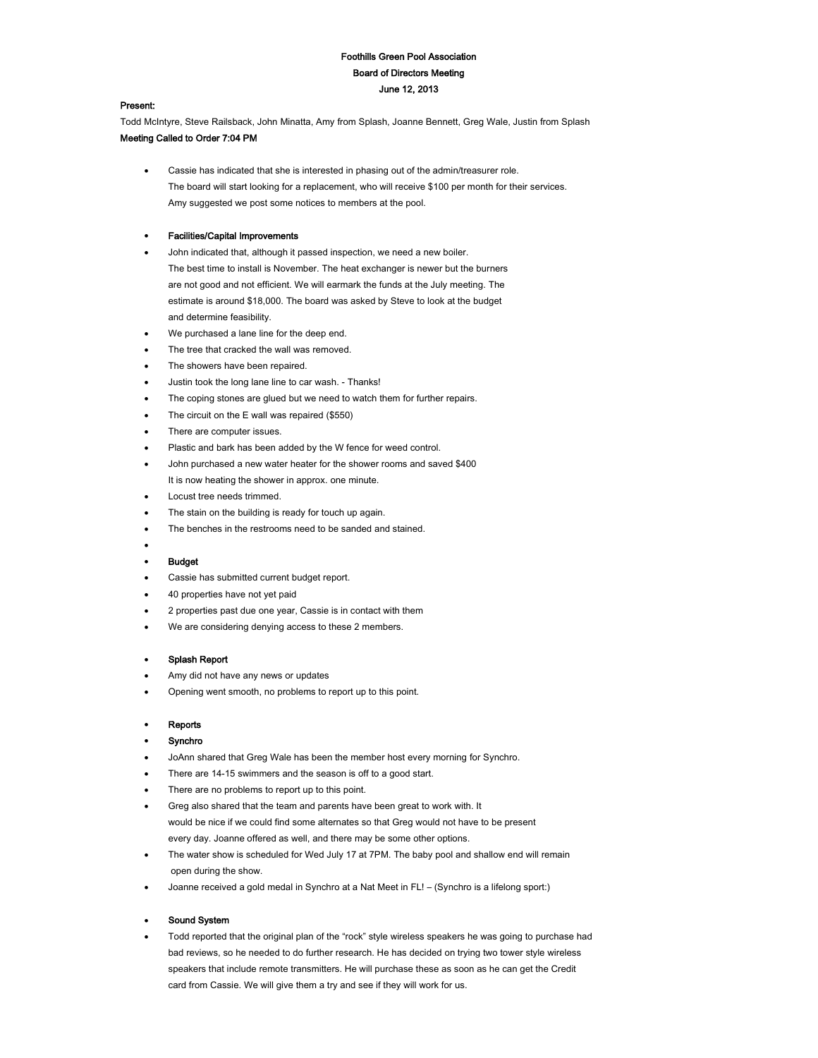**Foothills Green Pool Association**

**Board of Directors Meeting**

**June 12, 2013**

**Present:**

Todd McIntyre, Steve Railsback, John Minatta, Amy from Splash, Joanne Bennett, Greg Wale, Justin from Splash

**Meeting Called to Order 7:04 PM**

- Cassie has indicated that she is interested in phasing out of the admin/treasurer role. The board will start looking for a replacement, who will receive $100 per month for their services. Amy suggested we post some notices to members at the pool.

- **Facilities/Capital Improvements**
- John indicated that, although it passed inspection, we need a new boiler. The best time to install is November. The heat exchanger is newer but the burners are not good and not efficient. We will earmark the funds at the July meeting. The estimate is around $18,000. The board was asked by Steve to look at the budget and determine feasibility.
- We purchased a lane line for the deep end.
- The tree that cracked the wall was removed.
- The showers have been repaired.
- Justin took the long lane line to car wash. - Thanks!
- The coping stones are glued but we need to watch them for further repairs.
- The circuit on the E wall was repaired ($550)
- There are computer issues.
- Plastic and bark has been added by the W fence for weed control.
- John purchased a new water heater for the shower rooms and saved $400 It is now heating the shower in approx. one minute.
- Locust tree needs trimmed.
- The stain on the building is ready for touch up again.
- The benches in the restrooms need to be sanded and stained.
- 
- **Budget**
- Cassie has submitted current budget report.
- 40 properties have not yet paid
- 2 properties past due one year, Cassie is in contact with them
- We are considering denying access to these 2 members.

- **Splash Report**
- Amy did not have any news or updates
- Opening went smooth, no problems to report up to this point.

- **Reports**
- **Synchro**
- JoAnn shared that Greg Wale has been the member host every morning for Synchro.
- There are 14-15 swimmers and the season is off to a good start.
- There are no problems to report up to this point.
- Greg also shared that the team and parents have been great to work with. It would be nice if we could find some alternates so that Greg would not have to be present every day. Joanne offered as well, and there may be some other options.
- The water show is scheduled for Wed July 17 at 7PM. The baby pool and shallow end will remain open during the show.
- Joanne received a gold medal in Synchro at a Nat Meet in FL! – (Synchro is a lifelong sport:)

- **Sound System**
- Todd reported that the original plan of the "rock" style wireless speakers he was going to purchase had bad reviews, so he needed to do further research. He has decided on trying two tower style wireless speakers that include remote transmitters. He will purchase these as soon as he can get the Credit card from Cassie. We will give them a try and see if they will work for us.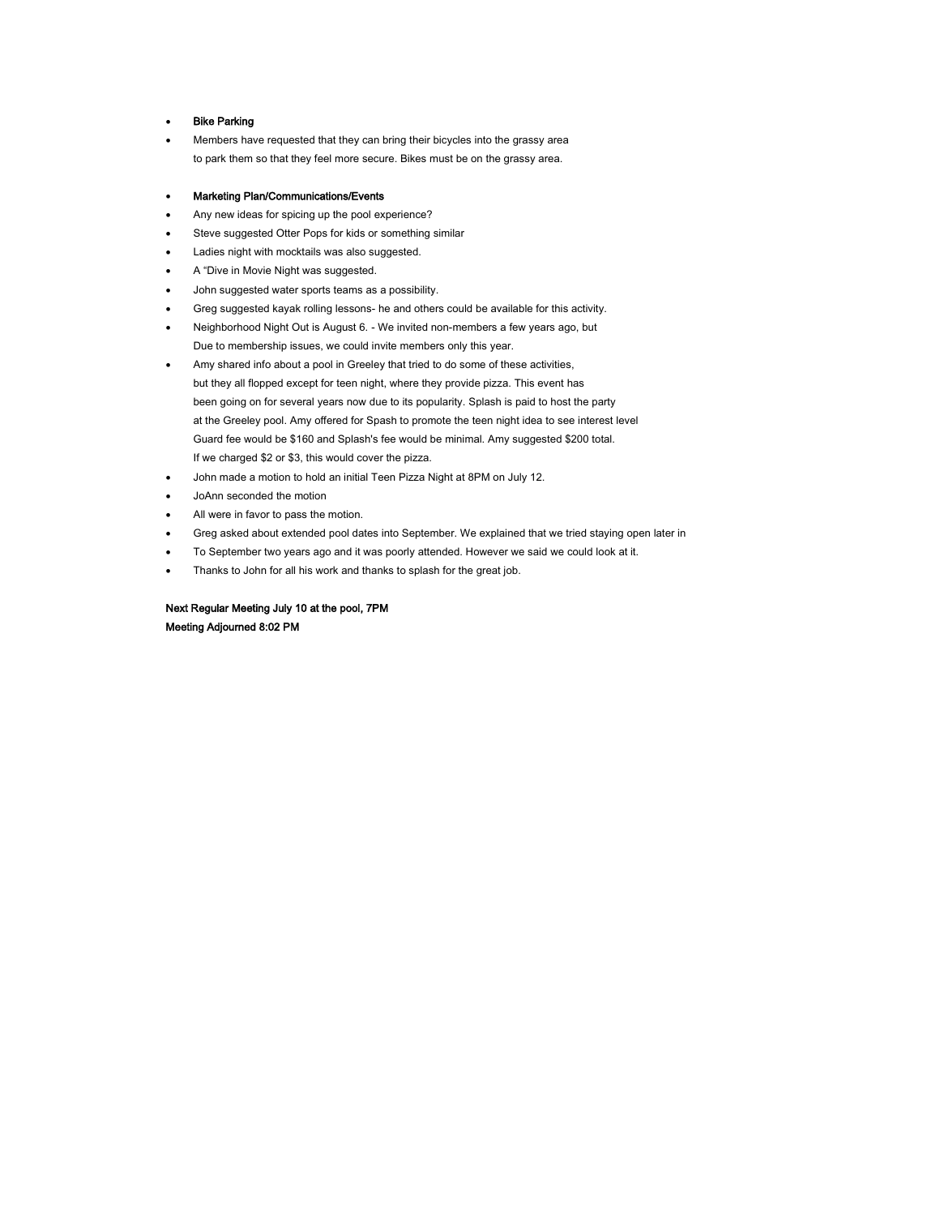- **Bike Parking**
- Members have requested that they can bring their bicycles into the grassy area to park them so that they feel more secure. Bikes must be on the grassy area.

- **Marketing Plan/Communications/Events**
- Any new ideas for spicing up the pool experience?
- Steve suggested Otter Pops for kids or something similar
- Ladies night with mocktails was also suggested.
- A "Dive in Movie Night was suggested.
- John suggested water sports teams as a possibility.
- Greg suggested kayak rolling lessons- he and others could be available for this activity.
- Neighborhood Night Out is August 6. - We invited non-members a few years ago, but Due to membership issues, we could invite members only this year.
- Amy shared info about a pool in Greeley that tried to do some of these activities, but they all flopped except for teen night, where they provide pizza. This event has been going on for several years now due to its popularity. Splash is paid to host the party at the Greeley pool. Amy offered for Spash to promote the teen night idea to see interest level Guard fee would be $160 and Splash's fee would be minimal. Amy suggested $200 total. If we charged $2 or $3, this would cover the pizza.
- John made a motion to hold an initial Teen Pizza Night at 8PM on July 12.
- JoAnn seconded the motion
- All were in favor to pass the motion.
- Greg asked about extended pool dates into September. We explained that we tried staying open later in
- To September two years ago and it was poorly attended. However we said we could look at it.
- Thanks to John for all his work and thanks to splash for the great job.

**Next Regular Meeting July 10 at the pool, 7PM**

**Meeting Adjourned 8:02 PM**